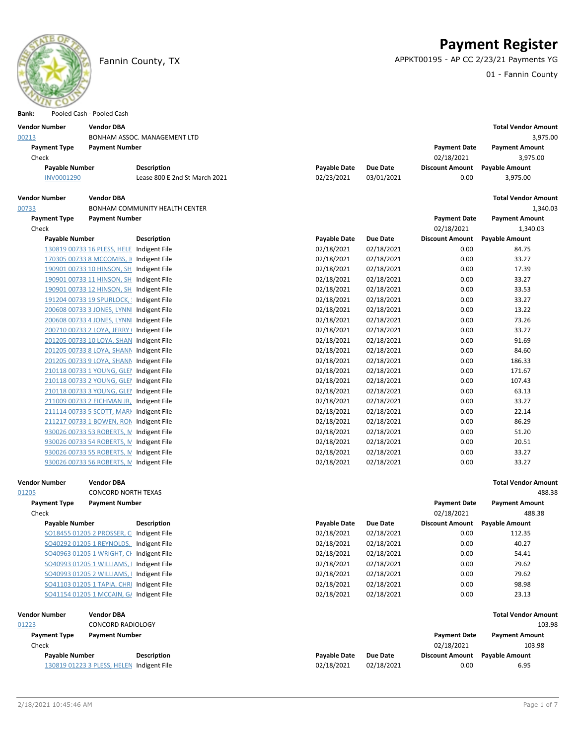# Payment Register

Fannin County, TX

APPKT00195 - AP CC 2/23/21 Payments YG

01 - Fannin County

**Bank:** Pooled Cash - Pooled Cash

| Vendor Number | Vendor DBA | | | | | Total Vendor Amount |
|---|---|---|---|---|---|---|
| 00213 | BONHAM ASSOC. MANAGEMENT LTD | | | | | 3,975.00 |
| **Payment Type** | **Payment Number** | | | | **Payment Date** | **Payment Amount** |
| Check | | | | | 02/18/2021 | 3,975.00 |
| **Payable Number** | **Description** | | **Payable Date** | **Due Date** | **Discount Amount** | **Payable Amount** |
| INV0001290 | Lease 800 E 2nd St March 2021 | | 02/23/2021 | 03/01/2021 | 0.00 | 3,975.00 |

| Vendor Number | Vendor DBA | | | | | Total Vendor Amount |
|---|---|---|---|---|---|---|
| 00733 | BONHAM COMMUNITY HEALTH CENTER | | | | | 1,340.03 |
| **Payment Type** | **Payment Number** | | | | **Payment Date** | **Payment Amount** |
| Check | | | | | 02/18/2021 | 1,340.03 |
| **Payable Number** | **Description** | | **Payable Date** | **Due Date** | **Discount Amount** | **Payable Amount** |
| 130819 00733 16 PLESS, HELE | Indigent File | | 02/18/2021 | 02/18/2021 | 0.00 | 84.75 |
| 170305 00733 8 MCCOMBS, J | Indigent File | | 02/18/2021 | 02/18/2021 | 0.00 | 33.27 |
| 190901 00733 10 HINSON, SH | Indigent File | | 02/18/2021 | 02/18/2021 | 0.00 | 17.39 |
| 190901 00733 11 HINSON, SH | Indigent File | | 02/18/2021 | 02/18/2021 | 0.00 | 33.27 |
| 190901 00733 12 HINSON, SH | Indigent File | | 02/18/2021 | 02/18/2021 | 0.00 | 33.53 |
| 191204 00733 19 SPURLOCK, | Indigent File | | 02/18/2021 | 02/18/2021 | 0.00 | 33.27 |
| 200608 00733 3 JONES, LYNNI | Indigent File | | 02/18/2021 | 02/18/2021 | 0.00 | 13.22 |
| 200608 00733 4 JONES, LYNNI | Indigent File | | 02/18/2021 | 02/18/2021 | 0.00 | 73.26 |
| 200710 00733 2 LOYA, JERRY | Indigent File | | 02/18/2021 | 02/18/2021 | 0.00 | 33.27 |
| 201205 00733 10 LOYA, SHAN | Indigent File | | 02/18/2021 | 02/18/2021 | 0.00 | 91.69 |
| 201205 00733 8 LOYA, SHANN | Indigent File | | 02/18/2021 | 02/18/2021 | 0.00 | 84.60 |
| 201205 00733 9 LOYA, SHANN | Indigent File | | 02/18/2021 | 02/18/2021 | 0.00 | 186.33 |
| 210118 00733 1 YOUNG, GLEI | Indigent File | | 02/18/2021 | 02/18/2021 | 0.00 | 171.67 |
| 210118 00733 2 YOUNG, GLEI | Indigent File | | 02/18/2021 | 02/18/2021 | 0.00 | 107.43 |
| 210118 00733 3 YOUNG, GLEI | Indigent File | | 02/18/2021 | 02/18/2021 | 0.00 | 63.13 |
| 211009 00733 2 EICHMAN JR, | Indigent File | | 02/18/2021 | 02/18/2021 | 0.00 | 33.27 |
| 211114 00733 5 SCOTT, MARI | Indigent File | | 02/18/2021 | 02/18/2021 | 0.00 | 22.14 |
| 211217 00733 1 BOWEN, RON | Indigent File | | 02/18/2021 | 02/18/2021 | 0.00 | 86.29 |
| 930026 00733 53 ROBERTS, M | Indigent File | | 02/18/2021 | 02/18/2021 | 0.00 | 51.20 |
| 930026 00733 54 ROBERTS, M | Indigent File | | 02/18/2021 | 02/18/2021 | 0.00 | 20.51 |
| 930026 00733 55 ROBERTS, M | Indigent File | | 02/18/2021 | 02/18/2021 | 0.00 | 33.27 |
| 930026 00733 56 ROBERTS, M | Indigent File | | 02/18/2021 | 02/18/2021 | 0.00 | 33.27 |

| Vendor Number | Vendor DBA | | | | | Total Vendor Amount |
|---|---|---|---|---|---|---|
| 01205 | CONCORD NORTH TEXAS | | | | | 488.38 |
| **Payment Type** | **Payment Number** | | | | **Payment Date** | **Payment Amount** |
| Check | | | | | 02/18/2021 | 488.38 |
| **Payable Number** | **Description** | | **Payable Date** | **Due Date** | **Discount Amount** | **Payable Amount** |
| SO18455 01205 2 PROSSER, C | Indigent File | | 02/18/2021 | 02/18/2021 | 0.00 | 112.35 |
| SO40292 01205 1 REYNOLDS, | Indigent File | | 02/18/2021 | 02/18/2021 | 0.00 | 40.27 |
| SO40963 01205 1 WRIGHT, CH | Indigent File | | 02/18/2021 | 02/18/2021 | 0.00 | 54.41 |
| SO40993 01205 1 WILLIAMS, I | Indigent File | | 02/18/2021 | 02/18/2021 | 0.00 | 79.62 |
| SO40993 01205 2 WILLIAMS, I | Indigent File | | 02/18/2021 | 02/18/2021 | 0.00 | 79.62 |
| SO41103 01205 1 TAPIA, CHRI | Indigent File | | 02/18/2021 | 02/18/2021 | 0.00 | 98.98 |
| SO41154 01205 1 MCCAIN, GA | Indigent File | | 02/18/2021 | 02/18/2021 | 0.00 | 23.13 |

| Vendor Number | Vendor DBA | | | | | Total Vendor Amount |
|---|---|---|---|---|---|---|
| 01223 | CONCORD RADIOLOGY | | | | | 103.98 |
| **Payment Type** | **Payment Number** | | | | **Payment Date** | **Payment Amount** |
| Check | | | | | 02/18/2021 | 103.98 |
| **Payable Number** | **Description** | | **Payable Date** | **Due Date** | **Discount Amount** | **Payable Amount** |
| 130819 01223 3 PLESS, HELEN | Indigent File | | 02/18/2021 | 02/18/2021 | 0.00 | 6.95 |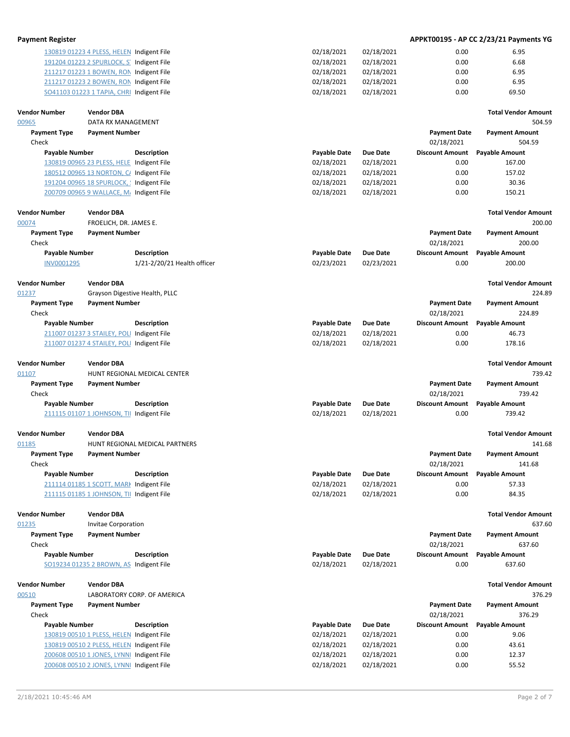| Payable Number | Description | Payable Date | Due Date | Discount Amount | Payable Amount |
|---|---|---|---|---|---|
| 130819 01223 4 PLESS, HELEN | Indigent File | 02/18/2021 | 02/18/2021 | 0.00 | 6.95 |
| 191204 01223 2 SPURLOCK, S | Indigent File | 02/18/2021 | 02/18/2021 | 0.00 | 6.68 |
| 211217 01223 1 BOWEN, RON | Indigent File | 02/18/2021 | 02/18/2021 | 0.00 | 6.95 |
| 211217 01223 2 BOWEN, RON | Indigent File | 02/18/2021 | 02/18/2021 | 0.00 | 6.95 |
| SO41103 01223 1 TAPIA, CHRI | Indigent File | 02/18/2021 | 02/18/2021 | 0.00 | 69.50 |

**Vendor Number** 00965 — **Vendor DBA** DATA RX MANAGEMENT — **Total Vendor Amount** 504.59

| Payment Type | Payment Number | Payment Date | Payment Amount |
|---|---|---|---|
| Check | | 02/18/2021 | 504.59 |

| Payable Number | Description | Payable Date | Due Date | Discount Amount | Payable Amount |
|---|---|---|---|---|---|
| 130819 00965 23 PLESS, HELE | Indigent File | 02/18/2021 | 02/18/2021 | 0.00 | 167.00 |
| 180512 00965 13 NORTON, C/ | Indigent File | 02/18/2021 | 02/18/2021 | 0.00 | 157.02 |
| 191204 00965 18 SPURLOCK, | Indigent File | 02/18/2021 | 02/18/2021 | 0.00 | 30.36 |
| 200709 00965 9 WALLACE, M/ | Indigent File | 02/18/2021 | 02/18/2021 | 0.00 | 150.21 |

**Vendor Number** 00074 — **Vendor DBA** FROELICH, DR. JAMES E. — **Total Vendor Amount** 200.00

| Payment Type | Payment Number | Payment Date | Payment Amount |
|---|---|---|---|
| Check | | 02/18/2021 | 200.00 |

| Payable Number | Description | Payable Date | Due Date | Discount Amount | Payable Amount |
|---|---|---|---|---|---|
| INV0001295 | 1/21-2/20/21 Health officer | 02/23/2021 | 02/23/2021 | 0.00 | 200.00 |

**Vendor Number** 01237 — **Vendor DBA** Grayson Digestive Health, PLLC — **Total Vendor Amount** 224.89

| Payment Type | Payment Number | Payment Date | Payment Amount |
|---|---|---|---|
| Check | | 02/18/2021 | 224.89 |

| Payable Number | Description | Payable Date | Due Date | Discount Amount | Payable Amount |
|---|---|---|---|---|---|
| 211007 01237 3 STAILEY, POLI | Indigent File | 02/18/2021 | 02/18/2021 | 0.00 | 46.73 |
| 211007 01237 4 STAILEY, POLI | Indigent File | 02/18/2021 | 02/18/2021 | 0.00 | 178.16 |

**Vendor Number** 01107 — **Vendor DBA** HUNT REGIONAL MEDICAL CENTER — **Total Vendor Amount** 739.42

| Payment Type | Payment Number | Payment Date | Payment Amount |
|---|---|---|---|
| Check | | 02/18/2021 | 739.42 |

| Payable Number | Description | Payable Date | Due Date | Discount Amount | Payable Amount |
|---|---|---|---|---|---|
| 211115 01107 1 JOHNSON, TII | Indigent File | 02/18/2021 | 02/18/2021 | 0.00 | 739.42 |

**Vendor Number** 01185 — **Vendor DBA** HUNT REGIONAL MEDICAL PARTNERS — **Total Vendor Amount** 141.68

| Payment Type | Payment Number | Payment Date | Payment Amount |
|---|---|---|---|
| Check | | 02/18/2021 | 141.68 |

| Payable Number | Description | Payable Date | Due Date | Discount Amount | Payable Amount |
|---|---|---|---|---|---|
| 211114 01185 1 SCOTT, MARI | Indigent File | 02/18/2021 | 02/18/2021 | 0.00 | 57.33 |
| 211115 01185 1 JOHNSON, TII | Indigent File | 02/18/2021 | 02/18/2021 | 0.00 | 84.35 |

**Vendor Number** 01235 — **Vendor DBA** Invitae Corporation — **Total Vendor Amount** 637.60

| Payment Type | Payment Number | Payment Date | Payment Amount |
|---|---|---|---|
| Check | | 02/18/2021 | 637.60 |

| Payable Number | Description | Payable Date | Due Date | Discount Amount | Payable Amount |
|---|---|---|---|---|---|
| SO19234 01235 2 BROWN, AS | Indigent File | 02/18/2021 | 02/18/2021 | 0.00 | 637.60 |

**Vendor Number** 00510 — **Vendor DBA** LABORATORY CORP. OF AMERICA — **Total Vendor Amount** 376.29

| Payment Type | Payment Number | Payment Date | Payment Amount |
|---|---|---|---|
| Check | | 02/18/2021 | 376.29 |

| Payable Number | Description | Payable Date | Due Date | Discount Amount | Payable Amount |
|---|---|---|---|---|---|
| 130819 00510 1 PLESS, HELEN | Indigent File | 02/18/2021 | 02/18/2021 | 0.00 | 9.06 |
| 130819 00510 2 PLESS, HELEN | Indigent File | 02/18/2021 | 02/18/2021 | 0.00 | 43.61 |
| 200608 00510 1 JONES, LYNNI | Indigent File | 02/18/2021 | 02/18/2021 | 0.00 | 12.37 |
| 200608 00510 2 JONES, LYNNI | Indigent File | 02/18/2021 | 02/18/2021 | 0.00 | 55.52 |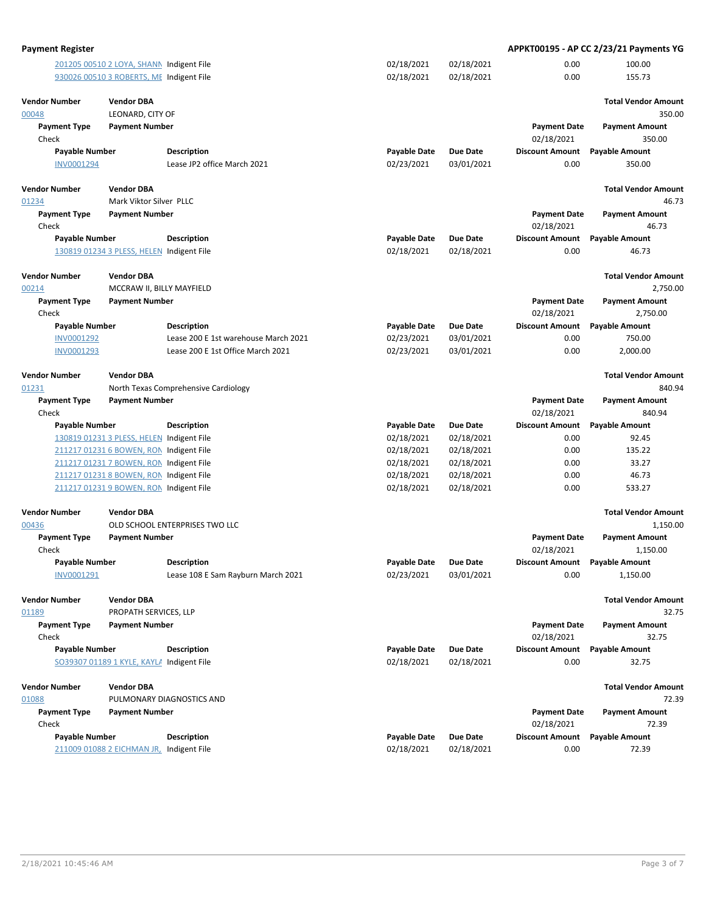**Payment Register** **APPKT00195 - AP CC 2/23/21 Payments YG**

| Payable Number | Description | Payable Date | Due Date | Discount Amount | Payable Amount |
|---|---|---|---|---|---|
| 201205 00510 2 LOYA, SHANN | Indigent File | 02/18/2021 | 02/18/2021 | 0.00 | 100.00 |
| 930026 00510 3 ROBERTS, ME | Indigent File | 02/18/2021 | 02/18/2021 | 0.00 | 155.73 |

| Vendor Number | Vendor DBA | | | | Total Vendor Amount |
|---|---|---|---|---|---|
| 00048 | LEONARD, CITY OF | | | | 350.00 |
| **Payment Type** | **Payment Number** | | | **Payment Date** | **Payment Amount** |
| Check | | | | 02/18/2021 | 350.00 |
| **Payable Number** | **Description** | **Payable Date** | **Due Date** | **Discount Amount** | **Payable Amount** |
| INV0001294 | Lease JP2 office March 2021 | 02/23/2021 | 03/01/2021 | 0.00 | 350.00 |

| Vendor Number | Vendor DBA | | | | Total Vendor Amount |
|---|---|---|---|---|---|
| 01234 | Mark Viktor Silver PLLC | | | | 46.73 |
| **Payment Type** | **Payment Number** | | | **Payment Date** | **Payment Amount** |
| Check | | | | 02/18/2021 | 46.73 |
| **Payable Number** | **Description** | **Payable Date** | **Due Date** | **Discount Amount** | **Payable Amount** |
| 130819 01234 3 PLESS, HELEN | Indigent File | 02/18/2021 | 02/18/2021 | 0.00 | 46.73 |

| Vendor Number | Vendor DBA | | | | Total Vendor Amount |
|---|---|---|---|---|---|
| 00214 | MCCRAW II, BILLY MAYFIELD | | | | 2,750.00 |
| **Payment Type** | **Payment Number** | | | **Payment Date** | **Payment Amount** |
| Check | | | | 02/18/2021 | 2,750.00 |
| **Payable Number** | **Description** | **Payable Date** | **Due Date** | **Discount Amount** | **Payable Amount** |
| INV0001292 | Lease 200 E 1st warehouse March 2021 | 02/23/2021 | 03/01/2021 | 0.00 | 750.00 |
| INV0001293 | Lease 200 E 1st Office March 2021 | 02/23/2021 | 03/01/2021 | 0.00 | 2,000.00 |

| Vendor Number | Vendor DBA | | | | Total Vendor Amount |
|---|---|---|---|---|---|
| 01231 | North Texas Comprehensive Cardiology | | | | 840.94 |
| **Payment Type** | **Payment Number** | | | **Payment Date** | **Payment Amount** |
| Check | | | | 02/18/2021 | 840.94 |
| **Payable Number** | **Description** | **Payable Date** | **Due Date** | **Discount Amount** | **Payable Amount** |
| 130819 01231 3 PLESS, HELEN | Indigent File | 02/18/2021 | 02/18/2021 | 0.00 | 92.45 |
| 211217 01231 6 BOWEN, RON | Indigent File | 02/18/2021 | 02/18/2021 | 0.00 | 135.22 |
| 211217 01231 7 BOWEN, RON | Indigent File | 02/18/2021 | 02/18/2021 | 0.00 | 33.27 |
| 211217 01231 8 BOWEN, RON | Indigent File | 02/18/2021 | 02/18/2021 | 0.00 | 46.73 |
| 211217 01231 9 BOWEN, RON | Indigent File | 02/18/2021 | 02/18/2021 | 0.00 | 533.27 |

| Vendor Number | Vendor DBA | | | | Total Vendor Amount |
|---|---|---|---|---|---|
| 00436 | OLD SCHOOL ENTERPRISES TWO LLC | | | | 1,150.00 |
| **Payment Type** | **Payment Number** | | | **Payment Date** | **Payment Amount** |
| Check | | | | 02/18/2021 | 1,150.00 |
| **Payable Number** | **Description** | **Payable Date** | **Due Date** | **Discount Amount** | **Payable Amount** |
| INV0001291 | Lease 108 E Sam Rayburn March 2021 | 02/23/2021 | 03/01/2021 | 0.00 | 1,150.00 |

| Vendor Number | Vendor DBA | | | | Total Vendor Amount |
|---|---|---|---|---|---|
| 01189 | PROPATH SERVICES, LLP | | | | 32.75 |
| **Payment Type** | **Payment Number** | | | **Payment Date** | **Payment Amount** |
| Check | | | | 02/18/2021 | 32.75 |
| **Payable Number** | **Description** | **Payable Date** | **Due Date** | **Discount Amount** | **Payable Amount** |
| SO39307 01189 1 KYLE, KAYLA | Indigent File | 02/18/2021 | 02/18/2021 | 0.00 | 32.75 |

| Vendor Number | Vendor DBA | | | | Total Vendor Amount |
|---|---|---|---|---|---|
| 01088 | PULMONARY DIAGNOSTICS AND | | | | 72.39 |
| **Payment Type** | **Payment Number** | | | **Payment Date** | **Payment Amount** |
| Check | | | | 02/18/2021 | 72.39 |
| **Payable Number** | **Description** | **Payable Date** | **Due Date** | **Discount Amount** | **Payable Amount** |
| 211009 01088 2 EICHMAN JR, | Indigent File | 02/18/2021 | 02/18/2021 | 0.00 | 72.39 |

2/18/2021 10:45:46 AM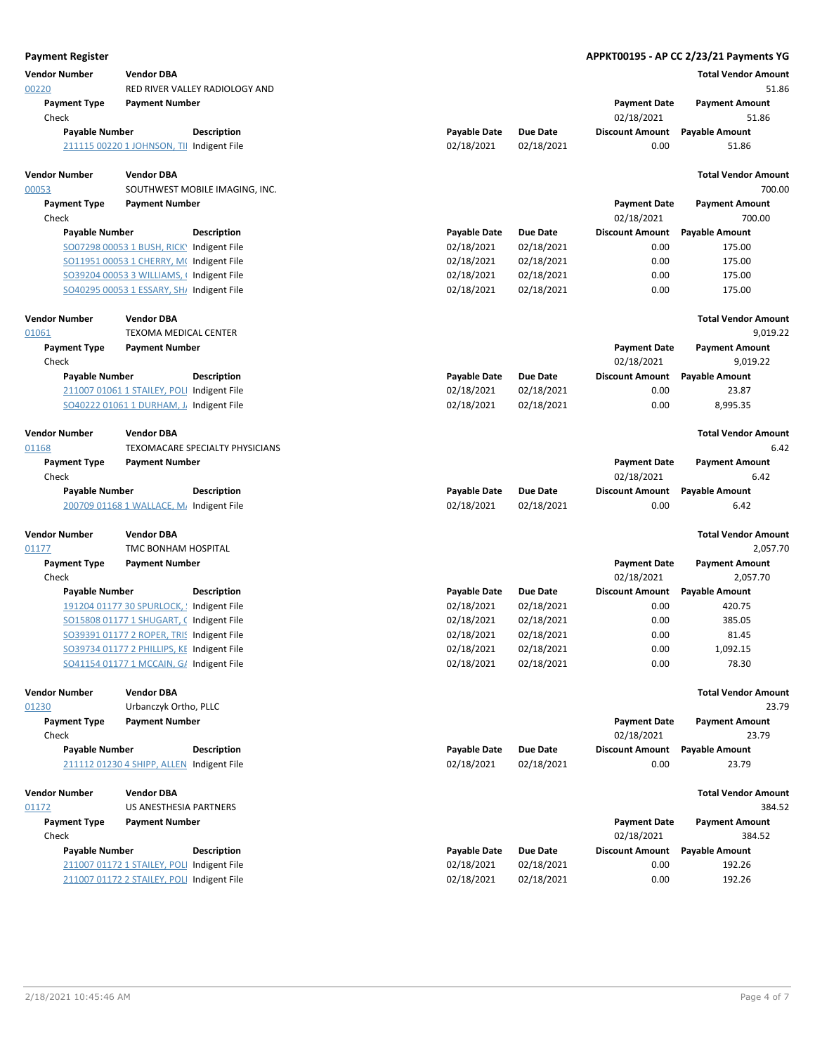**Payment Register** **APPKT00195 - AP CC 2/23/21 Payments YG**

| Vendor Number | Vendor DBA | | | | Total Vendor Amount |
|---|---|---|---|---|---|
| 00220 | RED RIVER VALLEY RADIOLOGY AND | | | | 51.86 |
| **Payment Type** | **Payment Number** | | | **Payment Date** | **Payment Amount** |
| Check | | | | 02/18/2021 | 51.86 |
| **Payable Number** | **Description** | **Payable Date** | **Due Date** | **Discount Amount** | **Payable Amount** |
| 211115 00220 1 JOHNSON, TII | Indigent File | 02/18/2021 | 02/18/2021 | 0.00 | 51.86 |

| Vendor Number | Vendor DBA | | | | Total Vendor Amount |
|---|---|---|---|---|---|
| 00053 | SOUTHWEST MOBILE IMAGING, INC. | | | | 700.00 |
| **Payment Type** | **Payment Number** | | | **Payment Date** | **Payment Amount** |
| Check | | | | 02/18/2021 | 700.00 |
| **Payable Number** | **Description** | **Payable Date** | **Due Date** | **Discount Amount** | **Payable Amount** |
| SO07298 00053 1 BUSH, RICK' | Indigent File | 02/18/2021 | 02/18/2021 | 0.00 | 175.00 |
| SO11951 00053 1 CHERRY, M( | Indigent File | 02/18/2021 | 02/18/2021 | 0.00 | 175.00 |
| SO39204 00053 3 WILLIAMS, ( | Indigent File | 02/18/2021 | 02/18/2021 | 0.00 | 175.00 |
| SO40295 00053 1 ESSARY, SH/ | Indigent File | 02/18/2021 | 02/18/2021 | 0.00 | 175.00 |

| Vendor Number | Vendor DBA | | | | Total Vendor Amount |
|---|---|---|---|---|---|
| 01061 | TEXOMA MEDICAL CENTER | | | | 9,019.22 |
| **Payment Type** | **Payment Number** | | | **Payment Date** | **Payment Amount** |
| Check | | | | 02/18/2021 | 9,019.22 |
| **Payable Number** | **Description** | **Payable Date** | **Due Date** | **Discount Amount** | **Payable Amount** |
| 211007 01061 1 STAILEY, POLI | Indigent File | 02/18/2021 | 02/18/2021 | 0.00 | 23.87 |
| SO40222 01061 1 DURHAM, J. | Indigent File | 02/18/2021 | 02/18/2021 | 0.00 | 8,995.35 |

| Vendor Number | Vendor DBA | | | | Total Vendor Amount |
|---|---|---|---|---|---|
| 01168 | TEXOMACARE SPECIALTY PHYSICIANS | | | | 6.42 |
| **Payment Type** | **Payment Number** | | | **Payment Date** | **Payment Amount** |
| Check | | | | 02/18/2021 | 6.42 |
| **Payable Number** | **Description** | **Payable Date** | **Due Date** | **Discount Amount** | **Payable Amount** |
| 200709 01168 1 WALLACE, M/ | Indigent File | 02/18/2021 | 02/18/2021 | 0.00 | 6.42 |

| Vendor Number | Vendor DBA | | | | Total Vendor Amount |
|---|---|---|---|---|---|
| 01177 | TMC BONHAM HOSPITAL | | | | 2,057.70 |
| **Payment Type** | **Payment Number** | | | **Payment Date** | **Payment Amount** |
| Check | | | | 02/18/2021 | 2,057.70 |
| **Payable Number** | **Description** | **Payable Date** | **Due Date** | **Discount Amount** | **Payable Amount** |
| 191204 01177 30 SPURLOCK, ! | Indigent File | 02/18/2021 | 02/18/2021 | 0.00 | 420.75 |
| SO15808 01177 1 SHUGART, ( | Indigent File | 02/18/2021 | 02/18/2021 | 0.00 | 385.05 |
| SO39391 01177 2 ROPER, TRIS | Indigent File | 02/18/2021 | 02/18/2021 | 0.00 | 81.45 |
| SO39734 01177 2 PHILLIPS, KE | Indigent File | 02/18/2021 | 02/18/2021 | 0.00 | 1,092.15 |
| SO41154 01177 1 MCCAIN, G/ | Indigent File | 02/18/2021 | 02/18/2021 | 0.00 | 78.30 |

| Vendor Number | Vendor DBA | | | | Total Vendor Amount |
|---|---|---|---|---|---|
| 01230 | Urbanczyk Ortho, PLLC | | | | 23.79 |
| **Payment Type** | **Payment Number** | | | **Payment Date** | **Payment Amount** |
| Check | | | | 02/18/2021 | 23.79 |
| **Payable Number** | **Description** | **Payable Date** | **Due Date** | **Discount Amount** | **Payable Amount** |
| 211112 01230 4 SHIPP, ALLEN | Indigent File | 02/18/2021 | 02/18/2021 | 0.00 | 23.79 |

| Vendor Number | Vendor DBA | | | | Total Vendor Amount |
|---|---|---|---|---|---|
| 01172 | US ANESTHESIA PARTNERS | | | | 384.52 |
| **Payment Type** | **Payment Number** | | | **Payment Date** | **Payment Amount** |
| Check | | | | 02/18/2021 | 384.52 |
| **Payable Number** | **Description** | **Payable Date** | **Due Date** | **Discount Amount** | **Payable Amount** |
| 211007 01172 1 STAILEY, POLI | Indigent File | 02/18/2021 | 02/18/2021 | 0.00 | 192.26 |
| 211007 01172 2 STAILEY, POLI | Indigent File | 02/18/2021 | 02/18/2021 | 0.00 | 192.26 |

2/18/2021 10:45:46 AM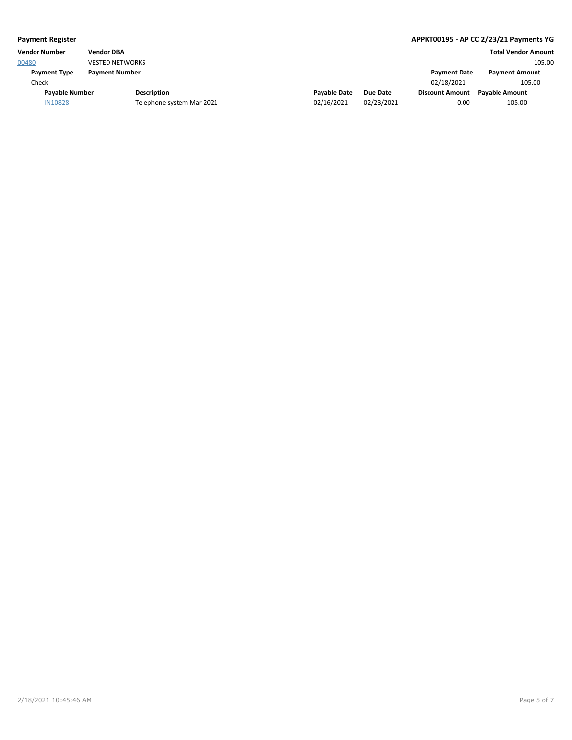**Payment Register** | **APPKT00195 - AP CC 2/23/21 Payments YG**

| Vendor Number | Vendor DBA | | | | | Total Vendor Amount |
|---|---|---|---|---|---|---|
| 00480 | VESTED NETWORKS | | | | | 105.00 |

| Payment Type | Payment Number | | | | Payment Date | Payment Amount |
|---|---|---|---|---|---|---|
| Check | | | | | 02/18/2021 | 105.00 |

| Payable Number | Description | Payable Date | Due Date | Discount Amount | Payable Amount |
|---|---|---|---|---|---|
| IN10828 | Telephone system Mar 2021 | 02/16/2021 | 02/23/2021 | 0.00 | 105.00 |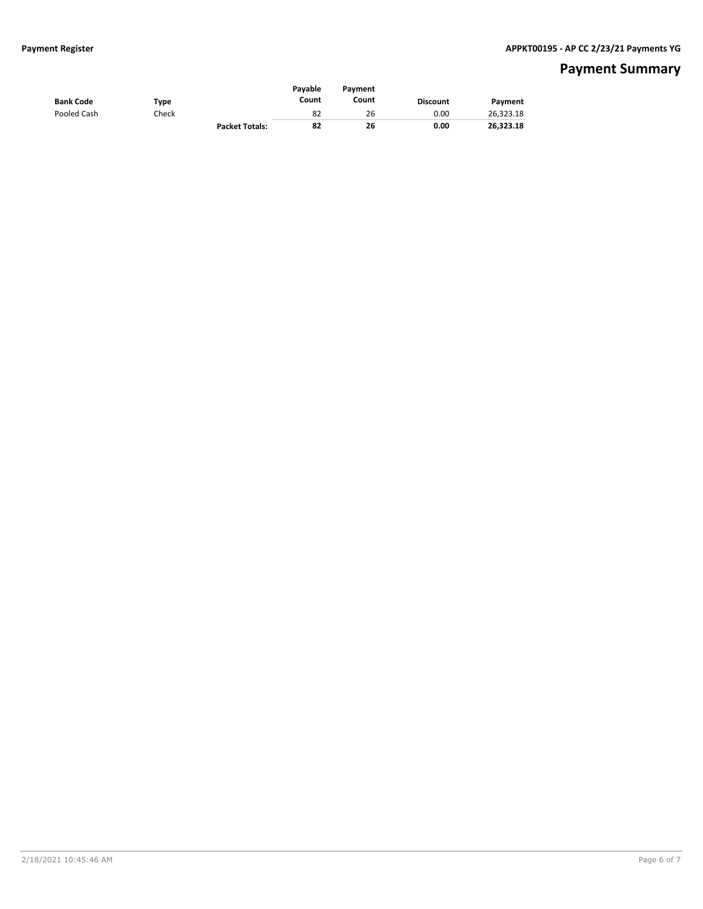# Payment Summary

| Bank Code | Type | | Payable Count | Payment Count | Discount | Payment |
|---|---|---|---|---|---|---|
| Pooled Cash | Check | | 82 | 26 | 0.00 | 26,323.18 |
| | | **Packet Totals:** | **82** | **26** | **0.00** | **26,323.18** |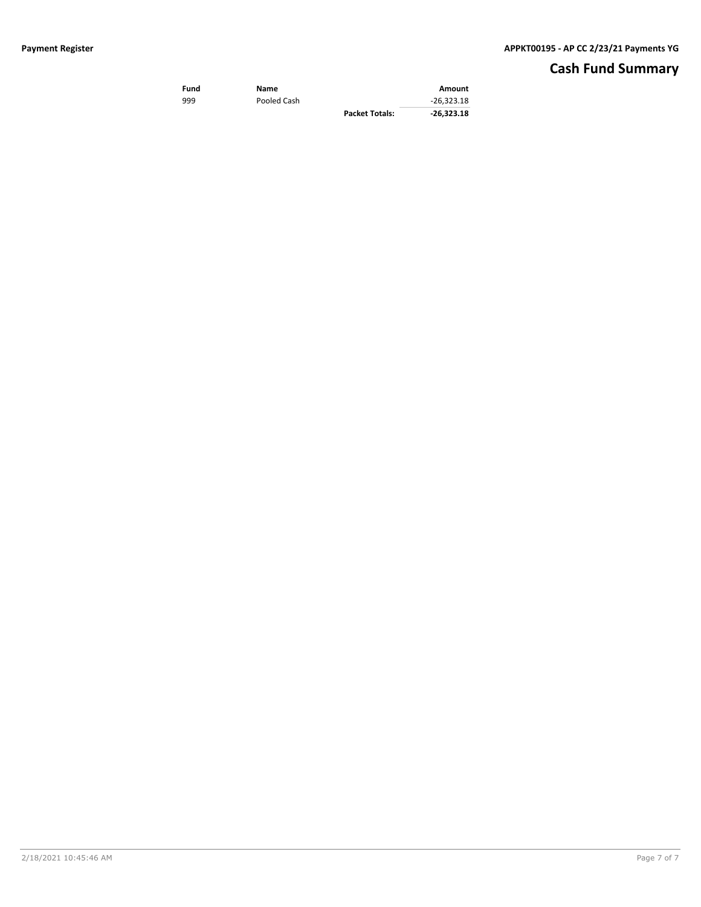# Cash Fund Summary

| Fund | Name | | Amount |
|---|---|---|---|
| 999 | Pooled Cash | | -26,323.18 |
| | | **Packet Totals:** | **-26,323.18** |